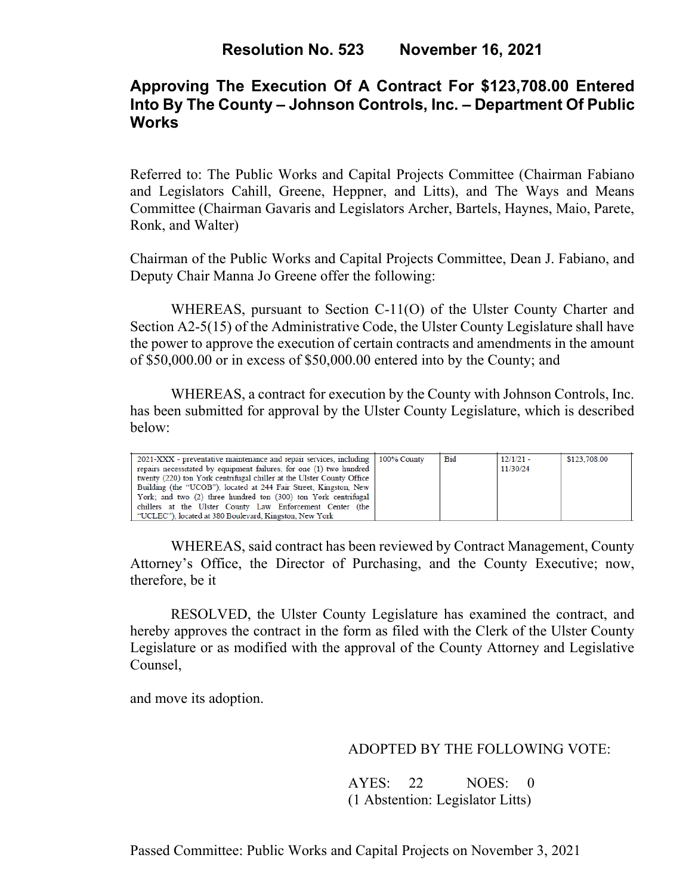# Resolution No. 523 November 16, 2021

## Approving The Execution Of A Contract For $123,708.00 Entered Into By The County – Johnson Controls, Inc. – Department Of Public Works

Referred to: The Public Works and Capital Projects Committee (Chairman Fabiano and Legislators Cahill, Greene, Heppner, and Litts), and The Ways and Means Committee (Chairman Gavaris and Legislators Archer, Bartels, Haynes, Maio, Parete, Ronk, and Walter)

Chairman of the Public Works and Capital Projects Committee, Dean J. Fabiano, and Deputy Chair Manna Jo Greene offer the following:

WHEREAS, pursuant to Section C-11(O) of the Ulster County Charter and Section A2-5(15) of the Administrative Code, the Ulster County Legislature shall have the power to approve the execution of certain contracts and amendments in the amount of $50,000.00 or in excess of $50,000.00 entered into by the County; and

WHEREAS, a contract for execution by the County with Johnson Controls, Inc. has been submitted for approval by the Ulster County Legislature, which is described below:

| | | | | |
|---|---|---|---|---|
| 2021-XXX - preventative maintenance and repair services, including repairs necessitated by equipment failures, for one (1) two hundred twenty (220) ton York centrifugal chiller at the Ulster County Office Building (the "UCOB"), located at 244 Fair Street, Kingston, New York; and two (2) three hundred ton (300) ton York centrifugal chillers at the Ulster County Law Enforcement Center (the "UCLEC"), located at 380 Boulevard, Kingston, New York | 100% County | Bid | 12/1/21 - 11/30/24 | $123,708.00 |

WHEREAS, said contract has been reviewed by Contract Management, County Attorney's Office, the Director of Purchasing, and the County Executive; now, therefore, be it

RESOLVED, the Ulster County Legislature has examined the contract, and hereby approves the contract in the form as filed with the Clerk of the Ulster County Legislature or as modified with the approval of the County Attorney and Legislative Counsel,

and move its adoption.

ADOPTED BY THE FOLLOWING VOTE:

AYES: 22 NOES: 0
(1 Abstention: Legislator Litts)

Passed Committee: Public Works and Capital Projects on November 3, 2021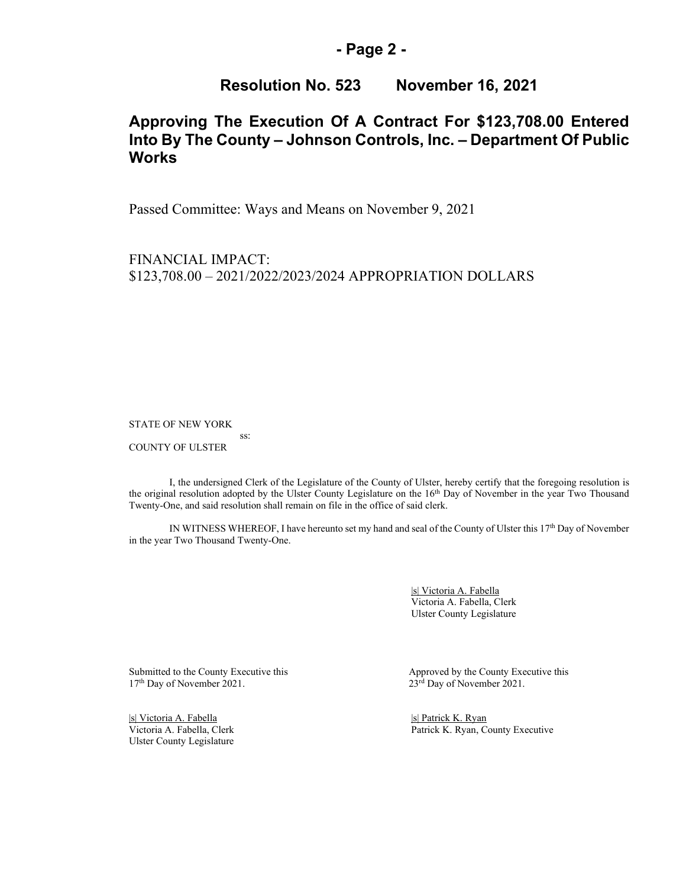## Resolution No. 523 November 16, 2021

## Approving The Execution Of A Contract For $123,708.00 Entered Into By The County – Johnson Controls, Inc. – Department Of Public Works

Passed Committee: Ways and Means on November 9, 2021

FINANCIAL IMPACT:
$123,708.00 – 2021/2022/2023/2024 APPROPRIATION DOLLARS

STATE OF NEW YORK
ss:
COUNTY OF ULSTER

I, the undersigned Clerk of the Legislature of the County of Ulster, hereby certify that the foregoing resolution is the original resolution adopted by the Ulster County Legislature on the 16th Day of November in the year Two Thousand Twenty-One, and said resolution shall remain on file in the office of said clerk.

IN WITNESS WHEREOF, I have hereunto set my hand and seal of the County of Ulster this 17th Day of November in the year Two Thousand Twenty-One.

|s| Victoria A. Fabella
Victoria A. Fabella, Clerk
Ulster County Legislature

Submitted to the County Executive this 17th Day of November 2021.

|s| Victoria A. Fabella
Victoria A. Fabella, Clerk
Ulster County Legislature

Approved by the County Executive this 23rd Day of November 2021.

|s| Patrick K. Ryan
Patrick K. Ryan, County Executive